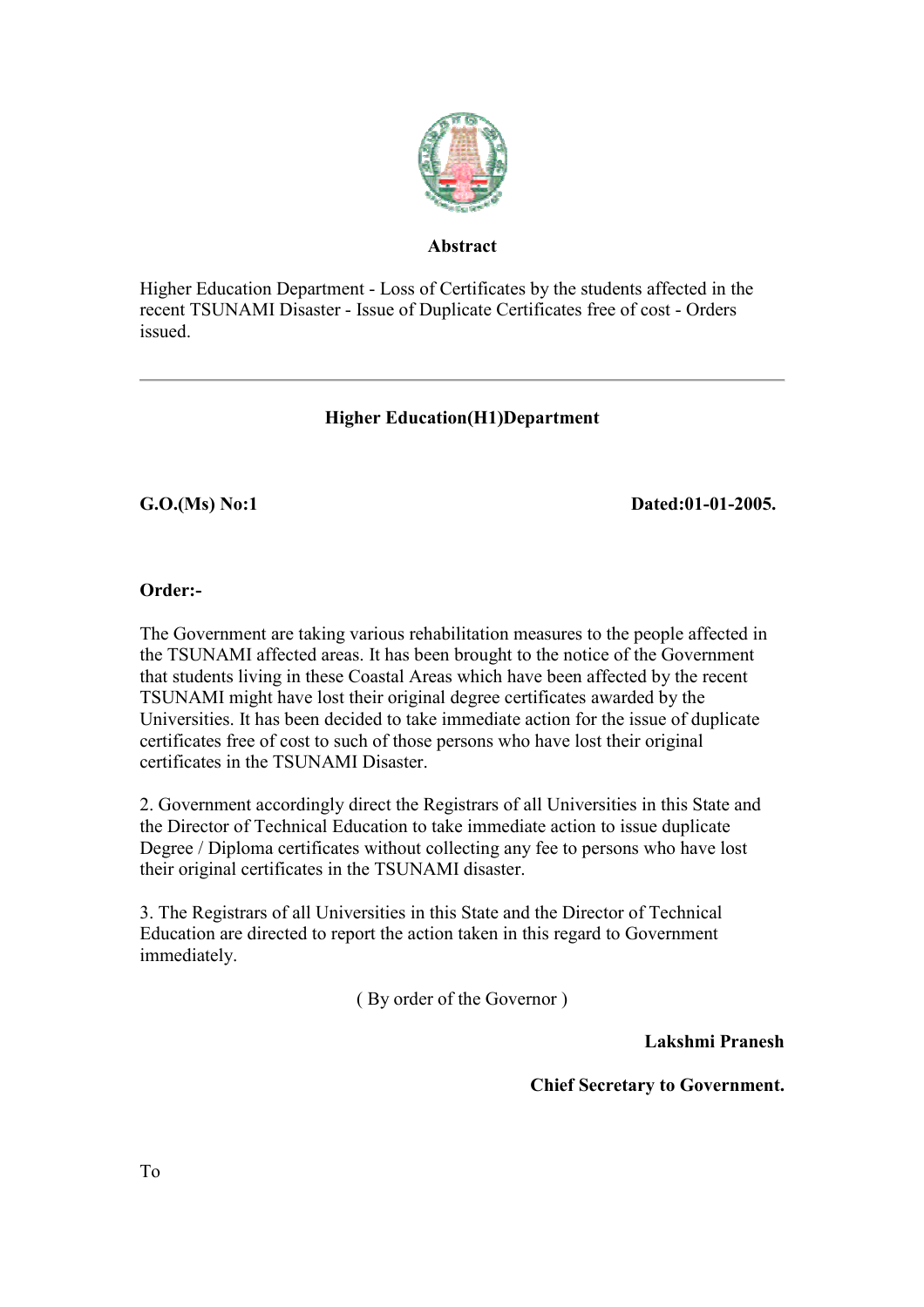**Abstract**

Higher Education Department - Loss of Certificates by the students affected in the recent TSUNAMI Disaster - Issue of Duplicate Certificates free of cost - Orders issued.

---

**Higher Education(H1)Department**

**G.O.(Ms) No:1** **Dated:01-01-2005.**

**Order:-**

The Government are taking various rehabilitation measures to the people affected in the TSUNAMI affected areas. It has been brought to the notice of the Government that students living in these Coastal Areas which have been affected by the recent TSUNAMI might have lost their original degree certificates awarded by the Universities. It has been decided to take immediate action for the issue of duplicate certificates free of cost to such of those persons who have lost their original certificates in the TSUNAMI Disaster.

2. Government accordingly direct the Registrars of all Universities in this State and the Director of Technical Education to take immediate action to issue duplicate Degree / Diploma certificates without collecting any fee to persons who have lost their original certificates in the TSUNAMI disaster.

3. The Registrars of all Universities in this State and the Director of Technical Education are directed to report the action taken in this regard to Government immediately.

( By order of the Governor )

**Lakshmi Pranesh**

**Chief Secretary to Government.**

To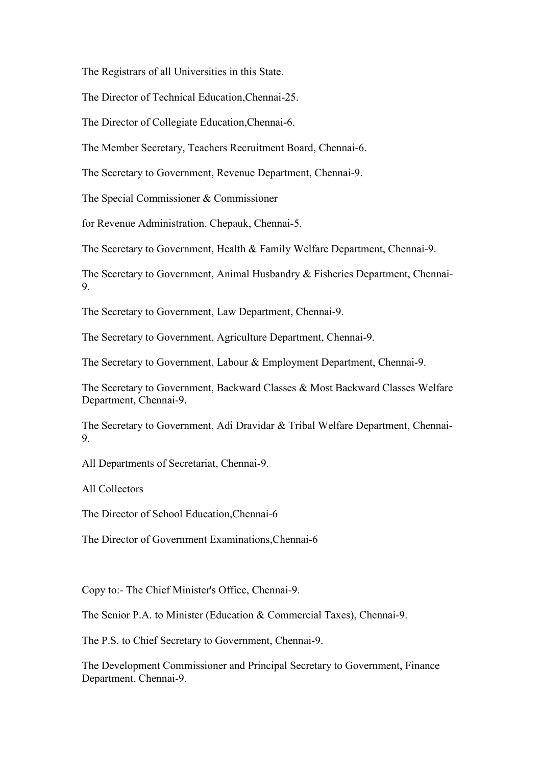The Registrars of all Universities in this State.

The Director of Technical Education,Chennai-25.

The Director of Collegiate Education,Chennai-6.

The Member Secretary, Teachers Recruitment Board, Chennai-6.

The Secretary to Government, Revenue Department, Chennai-9.

The Special Commissioner & Commissioner

for Revenue Administration, Chepauk, Chennai-5.

The Secretary to Government, Health & Family Welfare Department, Chennai-9.

The Secretary to Government, Animal Husbandry & Fisheries Department, Chennai-9.

The Secretary to Government, Law Department, Chennai-9.

The Secretary to Government, Agriculture Department, Chennai-9.

The Secretary to Government, Labour & Employment Department, Chennai-9.

The Secretary to Government, Backward Classes & Most Backward Classes Welfare Department, Chennai-9.

The Secretary to Government, Adi Dravidar & Tribal Welfare Department, Chennai-9.

All Departments of Secretariat, Chennai-9.

All Collectors

The Director of School Education,Chennai-6

The Director of Government Examinations,Chennai-6

Copy to:- The Chief Minister's Office, Chennai-9.

The Senior P.A. to Minister (Education & Commercial Taxes), Chennai-9.

The P.S. to Chief Secretary to Government, Chennai-9.

The Development Commissioner and Principal Secretary to Government, Finance Department, Chennai-9.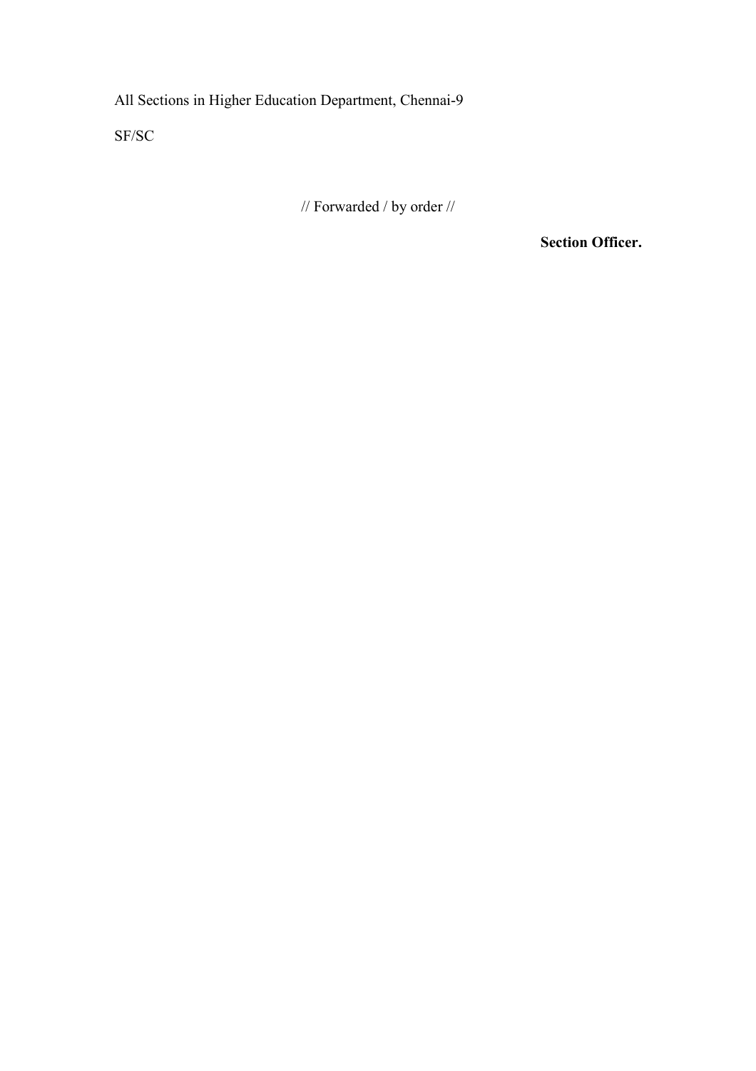All Sections in Higher Education Department, Chennai-9

SF/SC

// Forwarded / by order //

**Section Officer.**